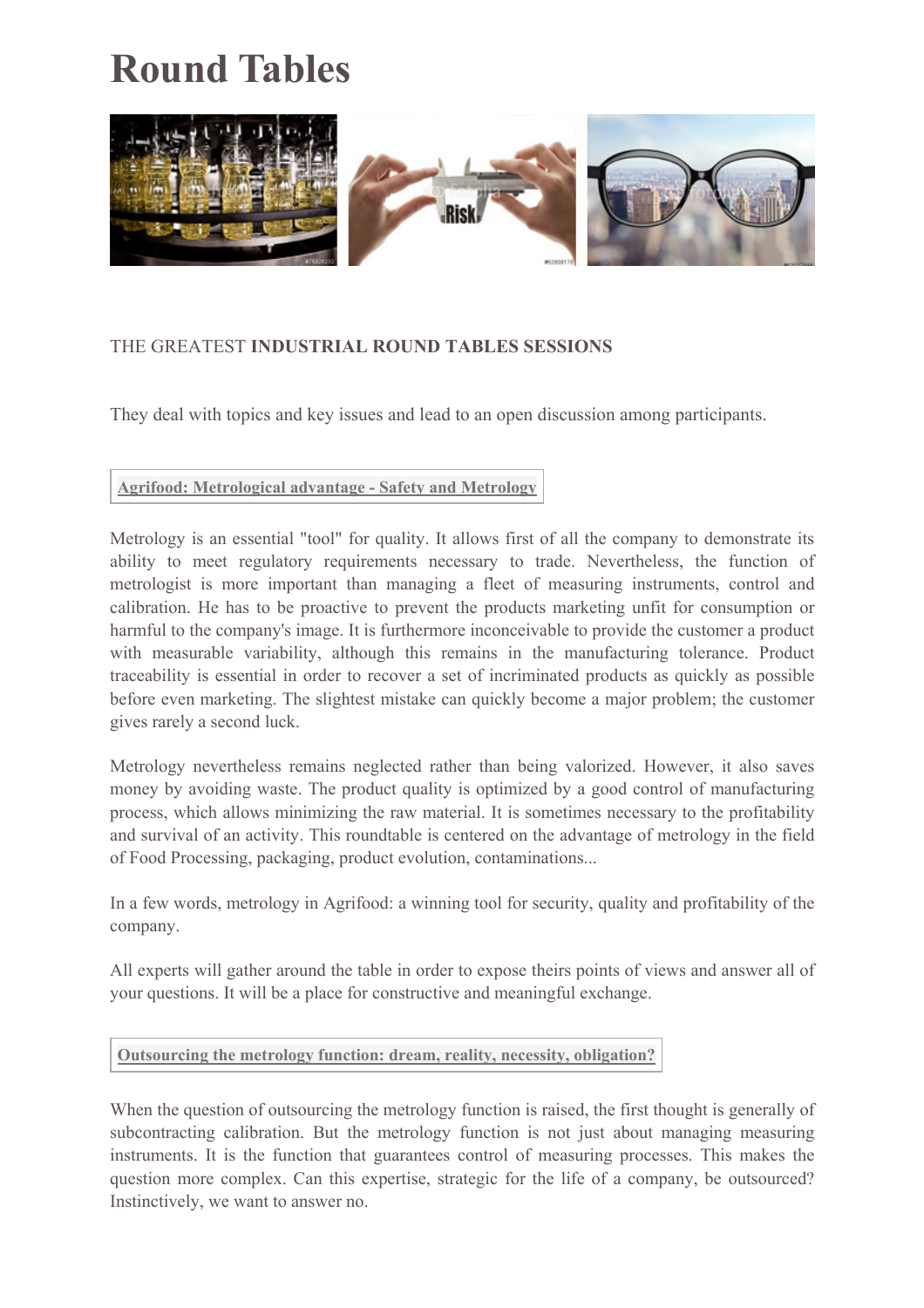# Round Tables

THE GREATEST **INDUSTRIAL ROUND TABLES SESSIONS**

They deal with topics and key issues and lead to an open discussion among participants.

## Agrifood: Metrological advantage - Safety and Metrology

Metrology is an essential "tool" for quality. It allows first of all the company to demonstrate its ability to meet regulatory requirements necessary to trade. Nevertheless, the function of metrologist is more important than managing a fleet of measuring instruments, control and calibration. He has to be proactive to prevent the products marketing unfit for consumption or harmful to the company's image. It is furthermore inconceivable to provide the customer a product with measurable variability, although this remains in the manufacturing tolerance. Product traceability is essential in order to recover a set of incriminated products as quickly as possible before even marketing. The slightest mistake can quickly become a major problem; the customer gives rarely a second luck.

Metrology nevertheless remains neglected rather than being valorized. However, it also saves money by avoiding waste. The product quality is optimized by a good control of manufacturing process, which allows minimizing the raw material. It is sometimes necessary to the profitability and survival of an activity. This roundtable is centered on the advantage of metrology in the field of Food Processing, packaging, product evolution, contaminations...

In a few words, metrology in Agrifood: a winning tool for security, quality and profitability of the company.

All experts will gather around the table in order to expose theirs points of views and answer all of your questions. It will be a place for constructive and meaningful exchange.

## Outsourcing the metrology function: dream, reality, necessity, obligation?

When the question of outsourcing the metrology function is raised, the first thought is generally of subcontracting calibration. But the metrology function is not just about managing measuring instruments. It is the function that guarantees control of measuring processes. This makes the question more complex. Can this expertise, strategic for the life of a company, be outsourced? Instinctively, we want to answer no.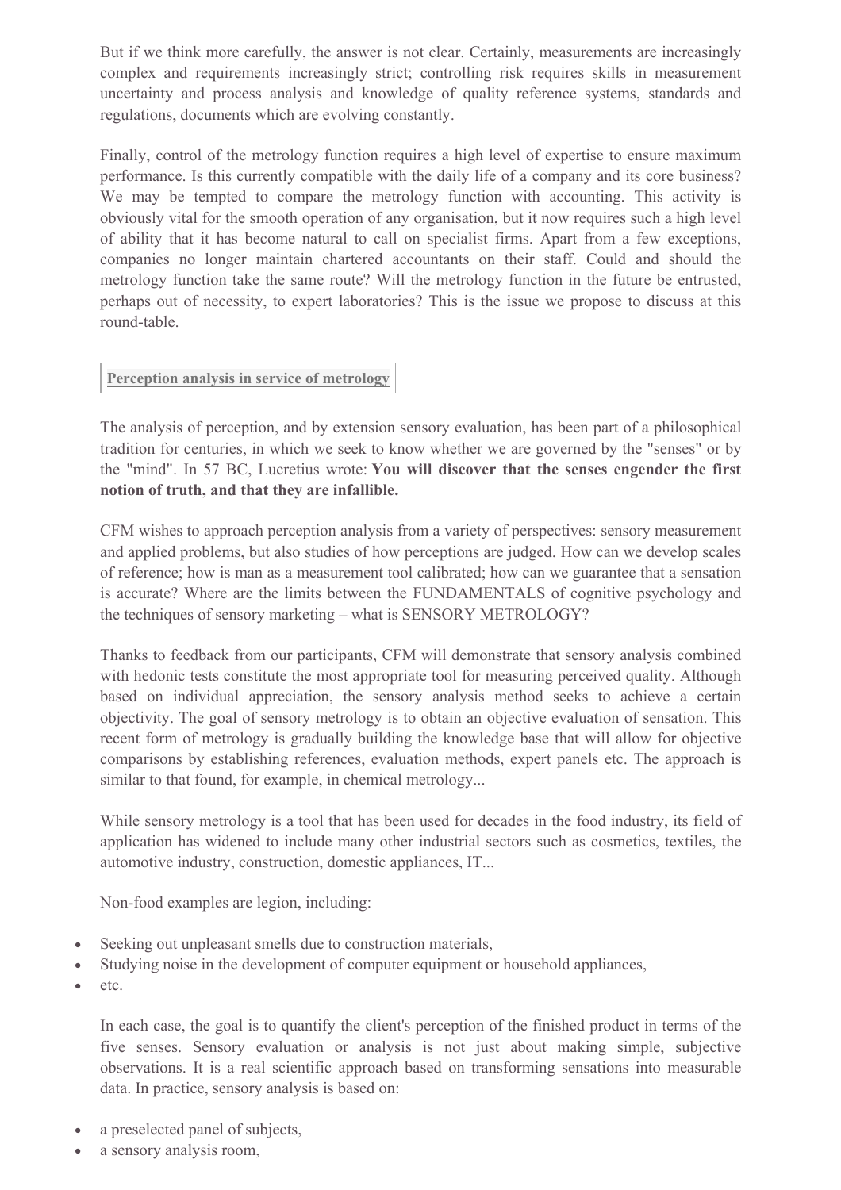But if we think more carefully, the answer is not clear. Certainly, measurements are increasingly complex and requirements increasingly strict; controlling risk requires skills in measurement uncertainty and process analysis and knowledge of quality reference systems, standards and regulations, documents which are evolving constantly.

Finally, control of the metrology function requires a high level of expertise to ensure maximum performance. Is this currently compatible with the daily life of a company and its core business? We may be tempted to compare the metrology function with accounting. This activity is obviously vital for the smooth operation of any organisation, but it now requires such a high level of ability that it has become natural to call on specialist firms. Apart from a few exceptions, companies no longer maintain chartered accountants on their staff. Could and should the metrology function take the same route? Will the metrology function in the future be entrusted, perhaps out of necessity, to expert laboratories? This is the issue we propose to discuss at this round-table.

## Perception analysis in service of metrology

The analysis of perception, and by extension sensory evaluation, has been part of a philosophical tradition for centuries, in which we seek to know whether we are governed by the "senses" or by the "mind". In 57 BC, Lucretius wrote: **You will discover that the senses engender the first notion of truth, and that they are infallible.**

CFM wishes to approach perception analysis from a variety of perspectives: sensory measurement and applied problems, but also studies of how perceptions are judged. How can we develop scales of reference; how is man as a measurement tool calibrated; how can we guarantee that a sensation is accurate? Where are the limits between the FUNDAMENTALS of cognitive psychology and the techniques of sensory marketing – what is SENSORY METROLOGY?

Thanks to feedback from our participants, CFM will demonstrate that sensory analysis combined with hedonic tests constitute the most appropriate tool for measuring perceived quality. Although based on individual appreciation, the sensory analysis method seeks to achieve a certain objectivity. The goal of sensory metrology is to obtain an objective evaluation of sensation. This recent form of metrology is gradually building the knowledge base that will allow for objective comparisons by establishing references, evaluation methods, expert panels etc. The approach is similar to that found, for example, in chemical metrology...

While sensory metrology is a tool that has been used for decades in the food industry, its field of application has widened to include many other industrial sectors such as cosmetics, textiles, the automotive industry, construction, domestic appliances, IT...

Non-food examples are legion, including:

- Seeking out unpleasant smells due to construction materials,
- Studying noise in the development of computer equipment or household appliances,
- etc.

In each case, the goal is to quantify the client's perception of the finished product in terms of the five senses. Sensory evaluation or analysis is not just about making simple, subjective observations. It is a real scientific approach based on transforming sensations into measurable data. In practice, sensory analysis is based on:

- a preselected panel of subjects,
- a sensory analysis room,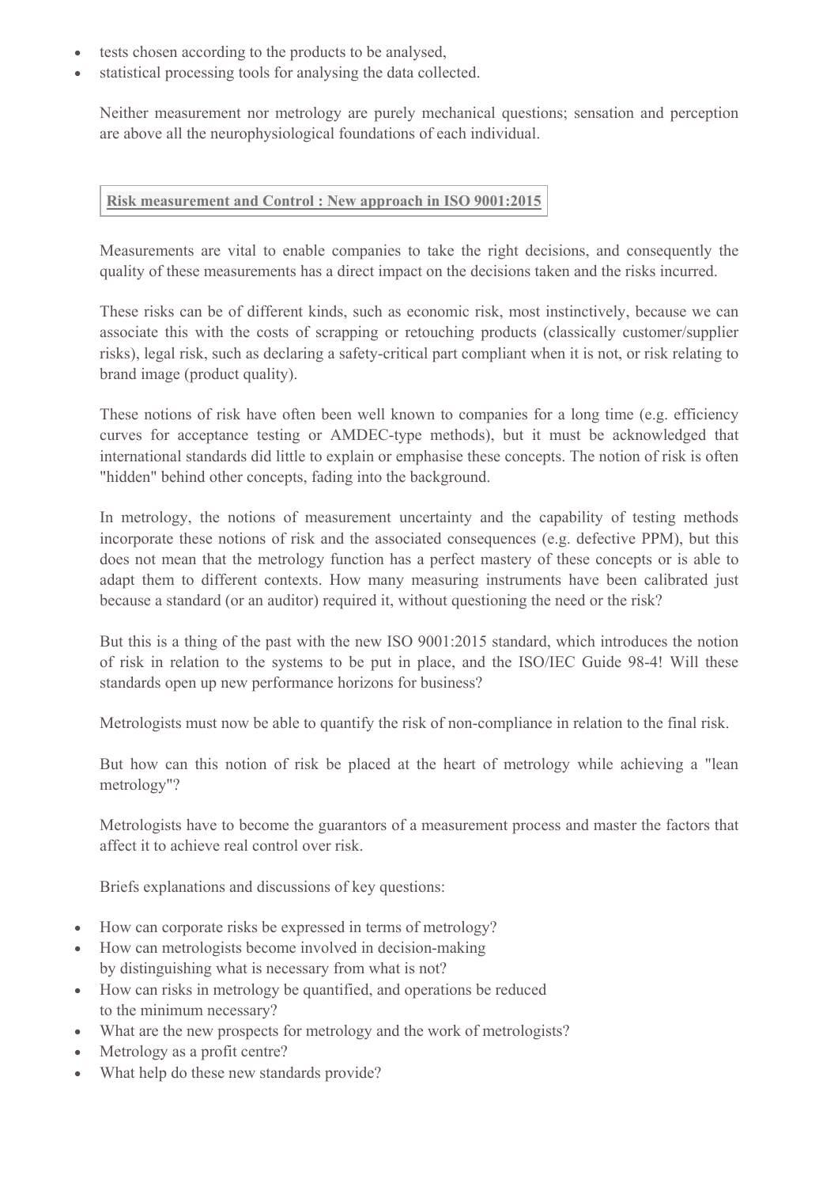- tests chosen according to the products to be analysed,
- statistical processing tools for analysing the data collected.

Neither measurement nor metrology are purely mechanical questions; sensation and perception are above all the neurophysiological foundations of each individual.

## **Risk measurement and Control : New approach in ISO 9001:2015**

Measurements are vital to enable companies to take the right decisions, and consequently the quality of these measurements has a direct impact on the decisions taken and the risks incurred.

These risks can be of different kinds, such as economic risk, most instinctively, because we can associate this with the costs of scrapping or retouching products (classically customer/supplier risks), legal risk, such as declaring a safety-critical part compliant when it is not, or risk relating to brand image (product quality).

These notions of risk have often been well known to companies for a long time (e.g. efficiency curves for acceptance testing or AMDEC-type methods), but it must be acknowledged that international standards did little to explain or emphasise these concepts. The notion of risk is often "hidden" behind other concepts, fading into the background.

In metrology, the notions of measurement uncertainty and the capability of testing methods incorporate these notions of risk and the associated consequences (e.g. defective PPM), but this does not mean that the metrology function has a perfect mastery of these concepts or is able to adapt them to different contexts. How many measuring instruments have been calibrated just because a standard (or an auditor) required it, without questioning the need or the risk?

But this is a thing of the past with the new ISO 9001:2015 standard, which introduces the notion of risk in relation to the systems to be put in place, and the ISO/IEC Guide 98-4! Will these standards open up new performance horizons for business?

Metrologists must now be able to quantify the risk of non-compliance in relation to the final risk.

But how can this notion of risk be placed at the heart of metrology while achieving a "lean metrology"?

Metrologists have to become the guarantors of a measurement process and master the factors that affect it to achieve real control over risk.

Briefs explanations and discussions of key questions:

- How can corporate risks be expressed in terms of metrology?
- How can metrologists become involved in decision-making by distinguishing what is necessary from what is not?
- How can risks in metrology be quantified, and operations be reduced to the minimum necessary?
- What are the new prospects for metrology and the work of metrologists?
- Metrology as a profit centre?
- What help do these new standards provide?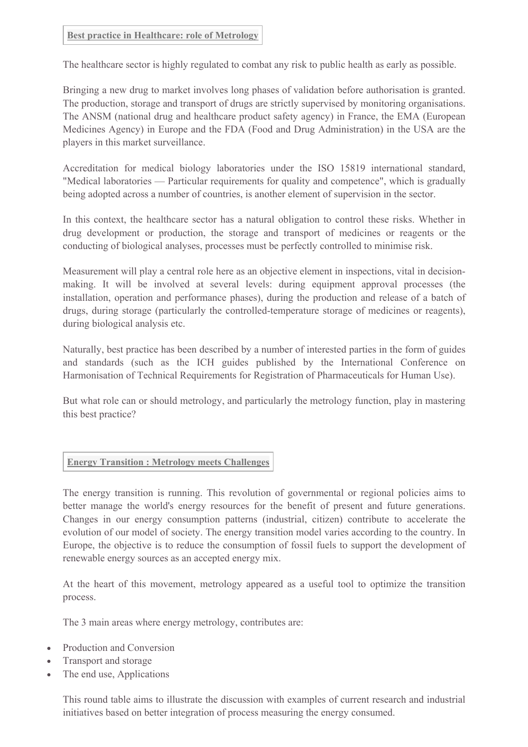**Best practice in Healthcare: role of Metrology**

The healthcare sector is highly regulated to combat any risk to public health as early as possible.

Bringing a new drug to market involves long phases of validation before authorisation is granted. The production, storage and transport of drugs are strictly supervised by monitoring organisations. The ANSM (national drug and healthcare product safety agency) in France, the EMA (European Medicines Agency) in Europe and the FDA (Food and Drug Administration) in the USA are the players in this market surveillance.

Accreditation for medical biology laboratories under the ISO 15819 international standard, "Medical laboratories — Particular requirements for quality and competence", which is gradually being adopted across a number of countries, is another element of supervision in the sector.

In this context, the healthcare sector has a natural obligation to control these risks. Whether in drug development or production, the storage and transport of medicines or reagents or the conducting of biological analyses, processes must be perfectly controlled to minimise risk.

Measurement will play a central role here as an objective element in inspections, vital in decision-making. It will be involved at several levels: during equipment approval processes (the installation, operation and performance phases), during the production and release of a batch of drugs, during storage (particularly the controlled-temperature storage of medicines or reagents), during biological analysis etc.

Naturally, best practice has been described by a number of interested parties in the form of guides and standards (such as the ICH guides published by the International Conference on Harmonisation of Technical Requirements for Registration of Pharmaceuticals for Human Use).

But what role can or should metrology, and particularly the metrology function, play in mastering this best practice?

**Energy Transition : Metrology meets Challenges**

The energy transition is running. This revolution of governmental or regional policies aims to better manage the world's energy resources for the benefit of present and future generations. Changes in our energy consumption patterns (industrial, citizen) contribute to accelerate the evolution of our model of society. The energy transition model varies according to the country. In Europe, the objective is to reduce the consumption of fossil fuels to support the development of renewable energy sources as an accepted energy mix.

At the heart of this movement, metrology appeared as a useful tool to optimize the transition process.

The 3 main areas where energy metrology, contributes are:

- Production and Conversion
- Transport and storage
- The end use, Applications

This round table aims to illustrate the discussion with examples of current research and industrial initiatives based on better integration of process measuring the energy consumed.